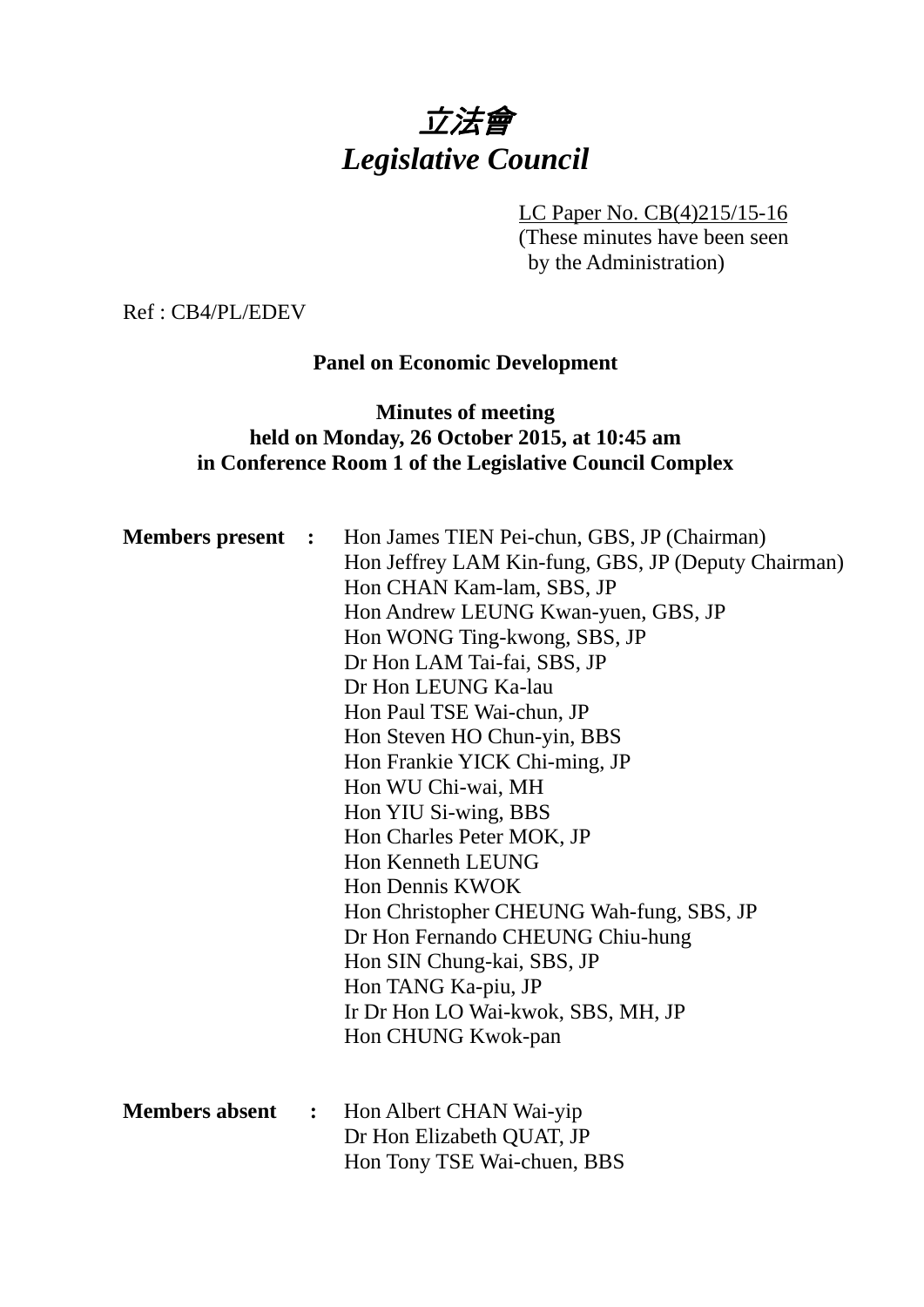# *立法會*
# *Legislative Council*

LC Paper No. CB(4)215/15-16
(These minutes have been seen by the Administration)

Ref : CB4/PL/EDEV

**Panel on Economic Development**

**Minutes of meeting held on Monday, 26 October 2015, at 10:45 am in Conference Room 1 of the Legislative Council Complex**

**Members present :**

Hon James TIEN Pei-chun, GBS, JP (Chairman)
Hon Jeffrey LAM Kin-fung, GBS, JP (Deputy Chairman)
Hon CHAN Kam-lam, SBS, JP
Hon Andrew LEUNG Kwan-yuen, GBS, JP
Hon WONG Ting-kwong, SBS, JP
Dr Hon LAM Tai-fai, SBS, JP
Dr Hon LEUNG Ka-lau
Hon Paul TSE Wai-chun, JP
Hon Steven HO Chun-yin, BBS
Hon Frankie YICK Chi-ming, JP
Hon WU Chi-wai, MH
Hon YIU Si-wing, BBS
Hon Charles Peter MOK, JP
Hon Kenneth LEUNG
Hon Dennis KWOK
Hon Christopher CHEUNG Wah-fung, SBS, JP
Dr Hon Fernando CHEUNG Chiu-hung
Hon SIN Chung-kai, SBS, JP
Hon TANG Ka-piu, JP
Ir Dr Hon LO Wai-kwok, SBS, MH, JP
Hon CHUNG Kwok-pan

**Members absent :**

Hon Albert CHAN Wai-yip
Dr Hon Elizabeth QUAT, JP
Hon Tony TSE Wai-chuen, BBS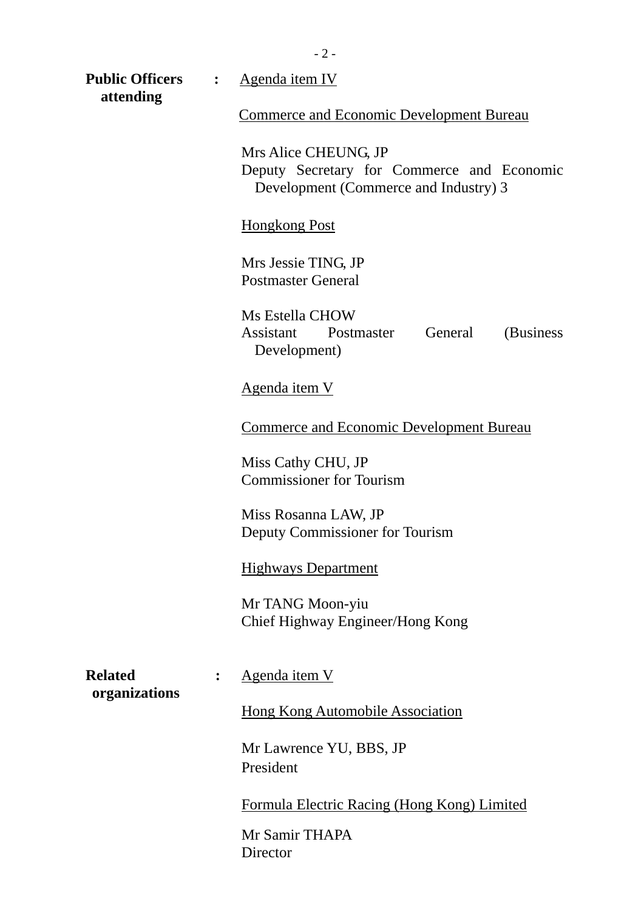**Public Officers attending** : <u>Agenda item IV</u>

<u>Commerce and Economic Development Bureau</u>

Mrs Alice CHEUNG, JP
Deputy Secretary for Commerce and Economic Development (Commerce and Industry) 3

<u>Hongkong Post</u>

Mrs Jessie TING, JP
Postmaster General

Ms Estella CHOW
Assistant Postmaster General (Business Development)

<u>Agenda item V</u>

<u>Commerce and Economic Development Bureau</u>

Miss Cathy CHU, JP
Commissioner for Tourism

Miss Rosanna LAW, JP
Deputy Commissioner for Tourism

<u>Highways Department</u>

Mr TANG Moon-yiu
Chief Highway Engineer/Hong Kong

**Related organizations** : <u>Agenda item V</u>

<u>Hong Kong Automobile Association</u>

Mr Lawrence YU, BBS, JP
President

<u>Formula Electric Racing (Hong Kong) Limited</u>

Mr Samir THAPA
Director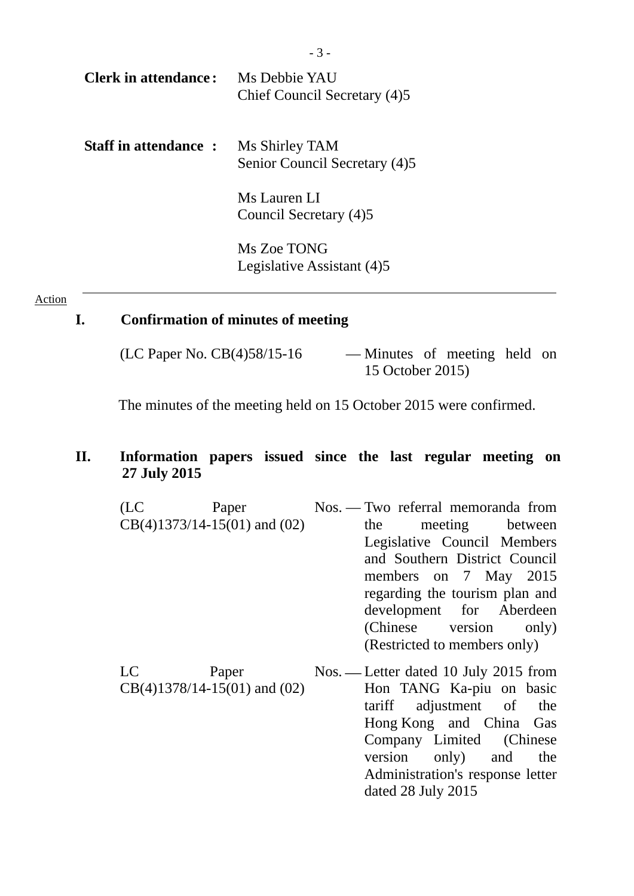**Clerk in attendance:** Ms Debbie YAU
Chief Council Secretary (4)5

**Staff in attendance :** Ms Shirley TAM
Senior Council Secretary (4)5

Ms Lauren LI
Council Secretary (4)5

Ms Zoe TONG
Legislative Assistant (4)5

---

Action

## I. Confirmation of minutes of meeting

(LC Paper No. CB(4)58/15-16 — Minutes of meeting held on 15 October 2015)

The minutes of the meeting held on 15 October 2015 were confirmed.

## II. Information papers issued since the last regular meeting on 27 July 2015

(LC Paper Nos. CB(4)1373/14-15(01) and (02) — Two referral memoranda from the meeting between Legislative Council Members and Southern District Council members on 7 May 2015 regarding the tourism plan and development for Aberdeen (Chinese version only) (Restricted to members only)

LC Paper Nos. CB(4)1378/14-15(01) and (02) — Letter dated 10 July 2015 from Hon TANG Ka-piu on basic tariff adjustment of the Hong Kong and China Gas Company Limited (Chinese version only) and the Administration's response letter dated 28 July 2015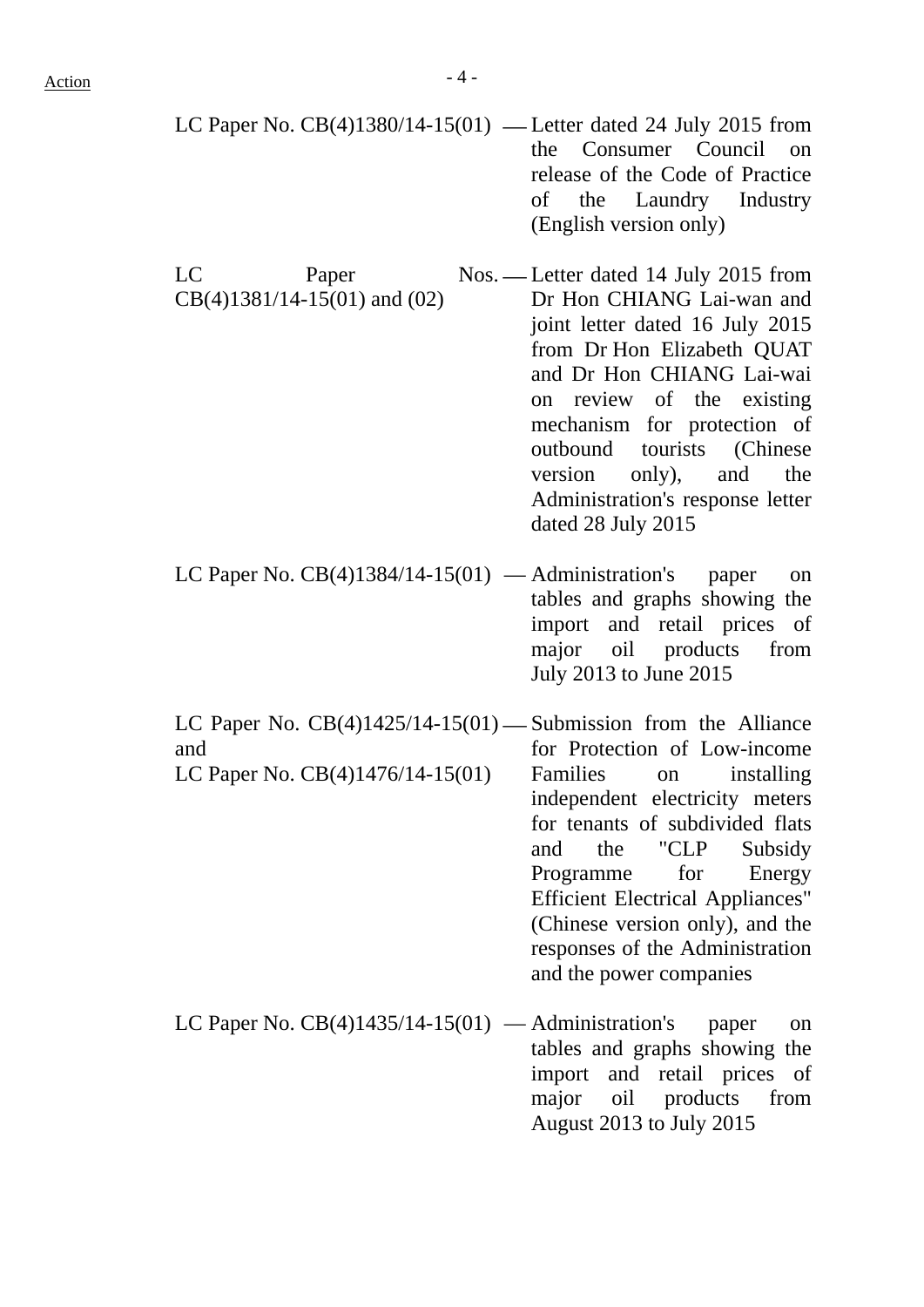| | | |
|---|---|---|
| LC Paper No. CB(4)1380/14-15(01) | — | Letter dated 24 July 2015 from the Consumer Council on release of the Code of Practice of the Laundry Industry (English version only) |
| LC Paper Nos. CB(4)1381/14-15(01) and (02) | — | Letter dated 14 July 2015 from Dr Hon CHIANG Lai-wan and joint letter dated 16 July 2015 from Dr Hon Elizabeth QUAT and Dr Hon CHIANG Lai-wai on review of the existing mechanism for protection of outbound tourists (Chinese version only), and the Administration's response letter dated 28 July 2015 |
| LC Paper No. CB(4)1384/14-15(01) | — | Administration's paper on tables and graphs showing the import and retail prices of major oil products from July 2013 to June 2015 |
| LC Paper No. CB(4)1425/14-15(01) and LC Paper No. CB(4)1476/14-15(01) | — | Submission from the Alliance for Protection of Low-income Families on installing independent electricity meters for tenants of subdivided flats and the "CLP Subsidy Programme for Energy Efficient Electrical Appliances" (Chinese version only), and the responses of the Administration and the power companies |
| LC Paper No. CB(4)1435/14-15(01) | — | Administration's paper on tables and graphs showing the import and retail prices of major oil products from August 2013 to July 2015 |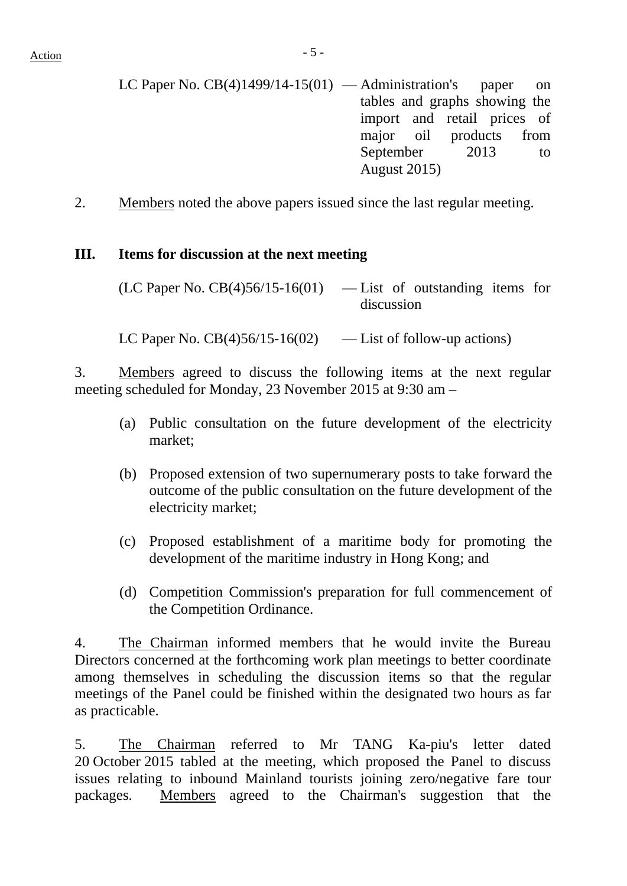LC Paper No. CB(4)1499/14-15(01) — Administration's paper on tables and graphs showing the import and retail prices of major oil products from September 2013 to August 2015)

2. Members noted the above papers issued since the last regular meeting.

**III. Items for discussion at the next meeting**

(LC Paper No. CB(4)56/15-16(01) — List of outstanding items for discussion

LC Paper No. CB(4)56/15-16(02) — List of follow-up actions)

3. Members agreed to discuss the following items at the next regular meeting scheduled for Monday, 23 November 2015 at 9:30 am –

(a) Public consultation on the future development of the electricity market;

(b) Proposed extension of two supernumerary posts to take forward the outcome of the public consultation on the future development of the electricity market;

(c) Proposed establishment of a maritime body for promoting the development of the maritime industry in Hong Kong; and

(d) Competition Commission's preparation for full commencement of the Competition Ordinance.

4. The Chairman informed members that he would invite the Bureau Directors concerned at the forthcoming work plan meetings to better coordinate among themselves in scheduling the discussion items so that the regular meetings of the Panel could be finished within the designated two hours as far as practicable.

5. The Chairman referred to Mr TANG Ka-piu's letter dated 20 October 2015 tabled at the meeting, which proposed the Panel to discuss issues relating to inbound Mainland tourists joining zero/negative fare tour packages. Members agreed to the Chairman's suggestion that the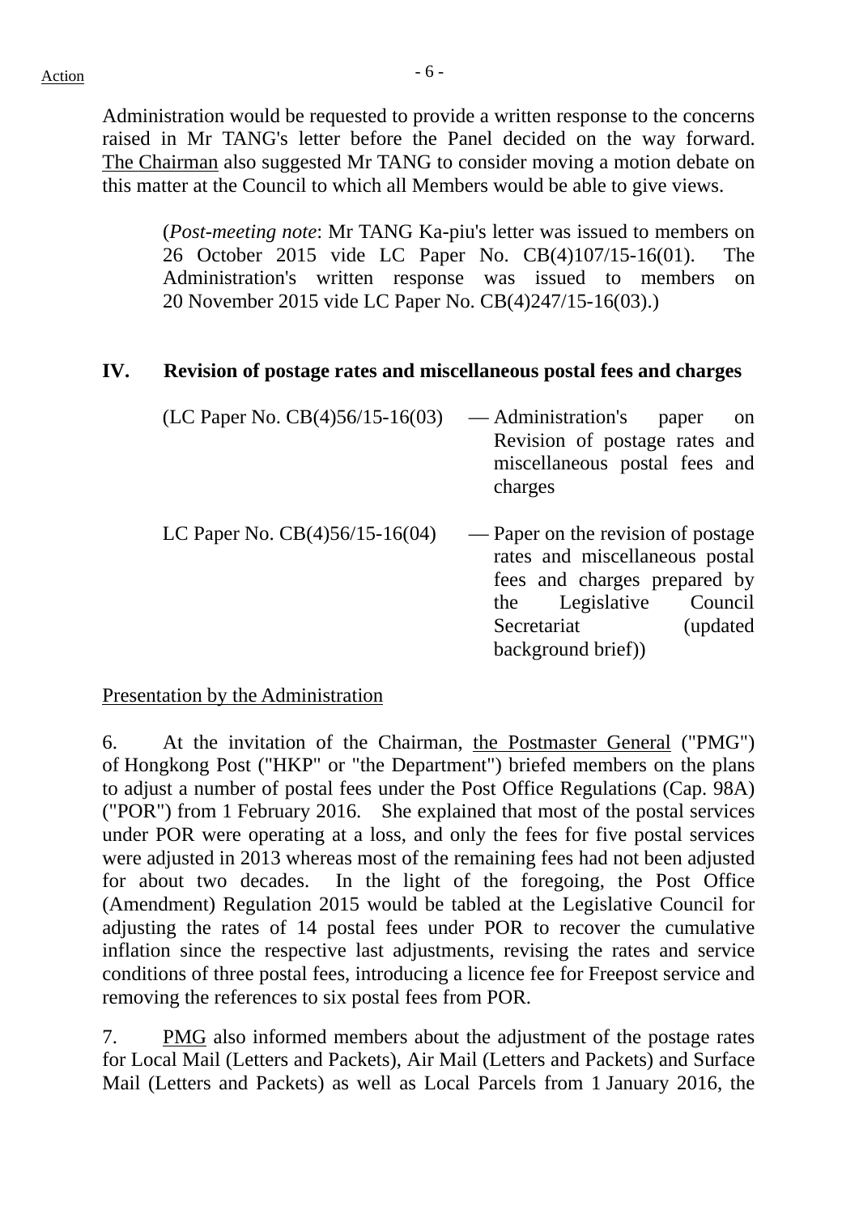Administration would be requested to provide a written response to the concerns raised in Mr TANG's letter before the Panel decided on the way forward. The Chairman also suggested Mr TANG to consider moving a motion debate on this matter at the Council to which all Members would be able to give views.

> (*Post-meeting note*: Mr TANG Ka-piu's letter was issued to members on 26 October 2015 vide LC Paper No. CB(4)107/15-16(01). The Administration's written response was issued to members on 20 November 2015 vide LC Paper No. CB(4)247/15-16(03).)

## IV. Revision of postage rates and miscellaneous postal fees and charges

| | |
|---|---|
| (LC Paper No. CB(4)56/15-16(03) | — Administration's paper on Revision of postage rates and miscellaneous postal fees and charges |
| LC Paper No. CB(4)56/15-16(04) | — Paper on the revision of postage rates and miscellaneous postal fees and charges prepared by the Legislative Council Secretariat (updated background brief)) |

Presentation by the Administration

6. At the invitation of the Chairman, the Postmaster General ("PMG") of Hongkong Post ("HKP" or "the Department") briefed members on the plans to adjust a number of postal fees under the Post Office Regulations (Cap. 98A) ("POR") from 1 February 2016. She explained that most of the postal services under POR were operating at a loss, and only the fees for five postal services were adjusted in 2013 whereas most of the remaining fees had not been adjusted for about two decades. In the light of the foregoing, the Post Office (Amendment) Regulation 2015 would be tabled at the Legislative Council for adjusting the rates of 14 postal fees under POR to recover the cumulative inflation since the respective last adjustments, revising the rates and service conditions of three postal fees, introducing a licence fee for Freepost service and removing the references to six postal fees from POR.

7. PMG also informed members about the adjustment of the postage rates for Local Mail (Letters and Packets), Air Mail (Letters and Packets) and Surface Mail (Letters and Packets) as well as Local Parcels from 1 January 2016, the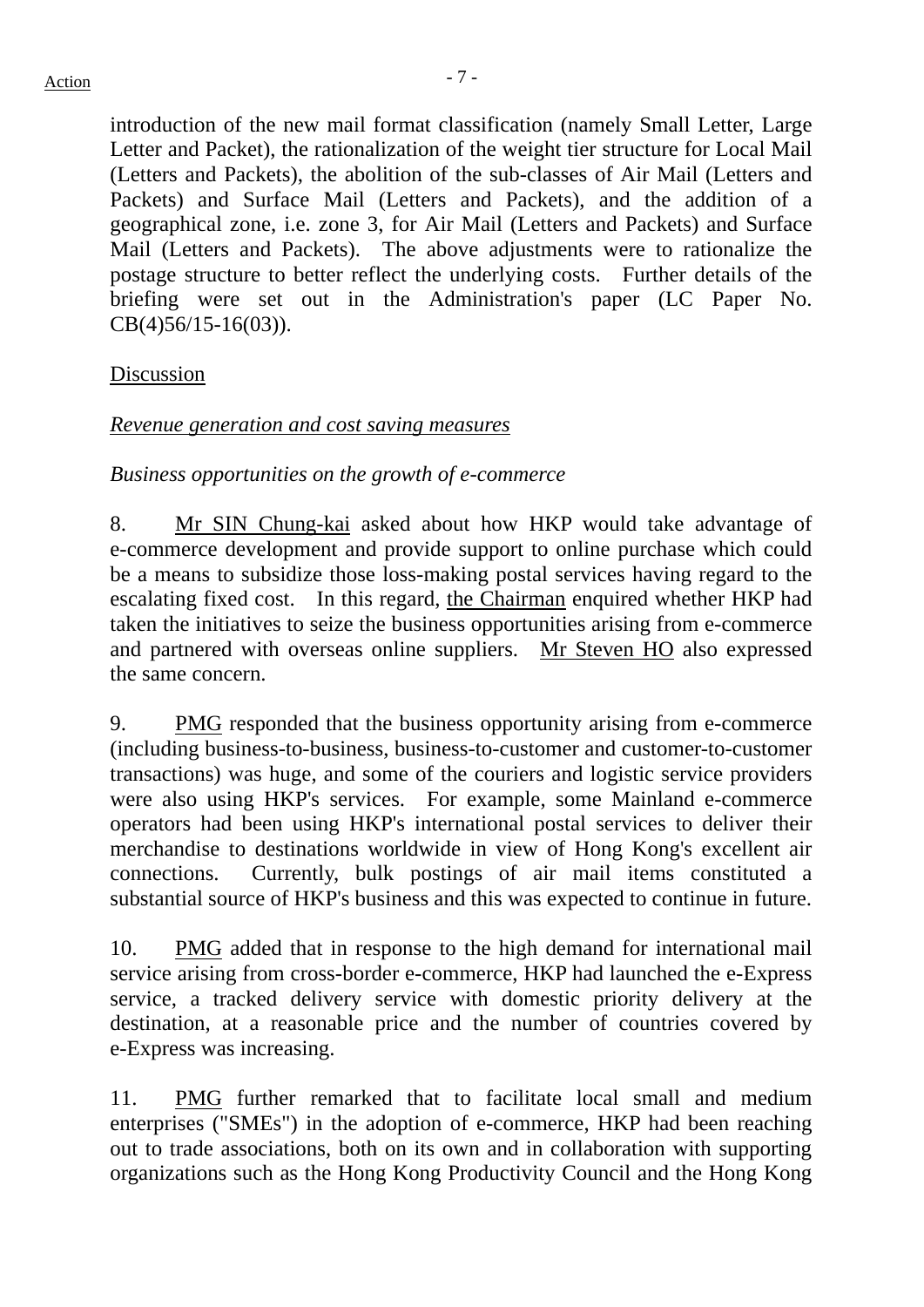introduction of the new mail format classification (namely Small Letter, Large Letter and Packet), the rationalization of the weight tier structure for Local Mail (Letters and Packets), the abolition of the sub-classes of Air Mail (Letters and Packets) and Surface Mail (Letters and Packets), and the addition of a geographical zone, i.e. zone 3, for Air Mail (Letters and Packets) and Surface Mail (Letters and Packets). The above adjustments were to rationalize the postage structure to better reflect the underlying costs. Further details of the briefing were set out in the Administration's paper (LC Paper No. CB(4)56/15-16(03)).

<u>Discussion</u>

*<u>Revenue generation and cost saving measures</u>*

*Business opportunities on the growth of e-commerce*

8. <u>Mr SIN Chung-kai</u> asked about how HKP would take advantage of e-commerce development and provide support to online purchase which could be a means to subsidize those loss-making postal services having regard to the escalating fixed cost. In this regard, <u>the Chairman</u> enquired whether HKP had taken the initiatives to seize the business opportunities arising from e-commerce and partnered with overseas online suppliers. <u>Mr Steven HO</u> also expressed the same concern.

9. <u>PMG</u> responded that the business opportunity arising from e-commerce (including business-to-business, business-to-customer and customer-to-customer transactions) was huge, and some of the couriers and logistic service providers were also using HKP's services. For example, some Mainland e-commerce operators had been using HKP's international postal services to deliver their merchandise to destinations worldwide in view of Hong Kong's excellent air connections. Currently, bulk postings of air mail items constituted a substantial source of HKP's business and this was expected to continue in future.

10. <u>PMG</u> added that in response to the high demand for international mail service arising from cross-border e-commerce, HKP had launched the e-Express service, a tracked delivery service with domestic priority delivery at the destination, at a reasonable price and the number of countries covered by e-Express was increasing.

11. <u>PMG</u> further remarked that to facilitate local small and medium enterprises ("SMEs") in the adoption of e-commerce, HKP had been reaching out to trade associations, both on its own and in collaboration with supporting organizations such as the Hong Kong Productivity Council and the Hong Kong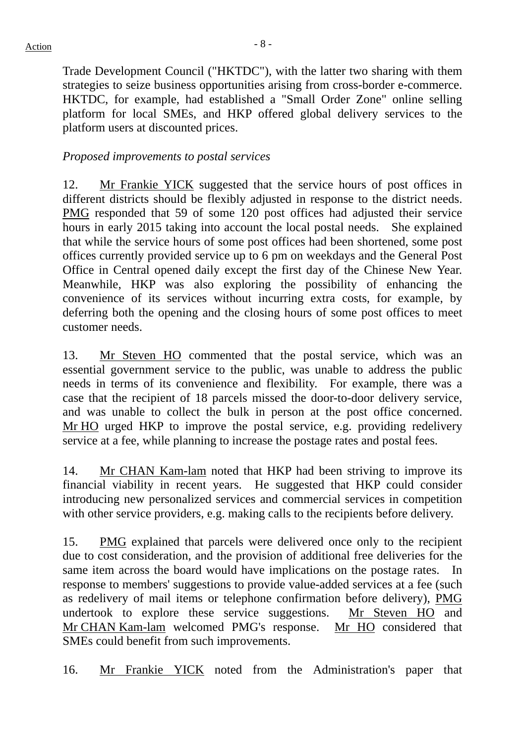Trade Development Council ("HKTDC"), with the latter two sharing with them strategies to seize business opportunities arising from cross-border e-commerce. HKTDC, for example, had established a "Small Order Zone" online selling platform for local SMEs, and HKP offered global delivery services to the platform users at discounted prices.

*Proposed improvements to postal services*

12. Mr Frankie YICK suggested that the service hours of post offices in different districts should be flexibly adjusted in response to the district needs. PMG responded that 59 of some 120 post offices had adjusted their service hours in early 2015 taking into account the local postal needs. She explained that while the service hours of some post offices had been shortened, some post offices currently provided service up to 6 pm on weekdays and the General Post Office in Central opened daily except the first day of the Chinese New Year. Meanwhile, HKP was also exploring the possibility of enhancing the convenience of its services without incurring extra costs, for example, by deferring both the opening and the closing hours of some post offices to meet customer needs.

13. Mr Steven HO commented that the postal service, which was an essential government service to the public, was unable to address the public needs in terms of its convenience and flexibility. For example, there was a case that the recipient of 18 parcels missed the door-to-door delivery service, and was unable to collect the bulk in person at the post office concerned. Mr HO urged HKP to improve the postal service, e.g. providing redelivery service at a fee, while planning to increase the postage rates and postal fees.

14. Mr CHAN Kam-lam noted that HKP had been striving to improve its financial viability in recent years. He suggested that HKP could consider introducing new personalized services and commercial services in competition with other service providers, e.g. making calls to the recipients before delivery.

15. PMG explained that parcels were delivered once only to the recipient due to cost consideration, and the provision of additional free deliveries for the same item across the board would have implications on the postage rates. In response to members' suggestions to provide value-added services at a fee (such as redelivery of mail items or telephone confirmation before delivery), PMG undertook to explore these service suggestions. Mr Steven HO and Mr CHAN Kam-lam welcomed PMG's response. Mr HO considered that SMEs could benefit from such improvements.

16. Mr Frankie YICK noted from the Administration's paper that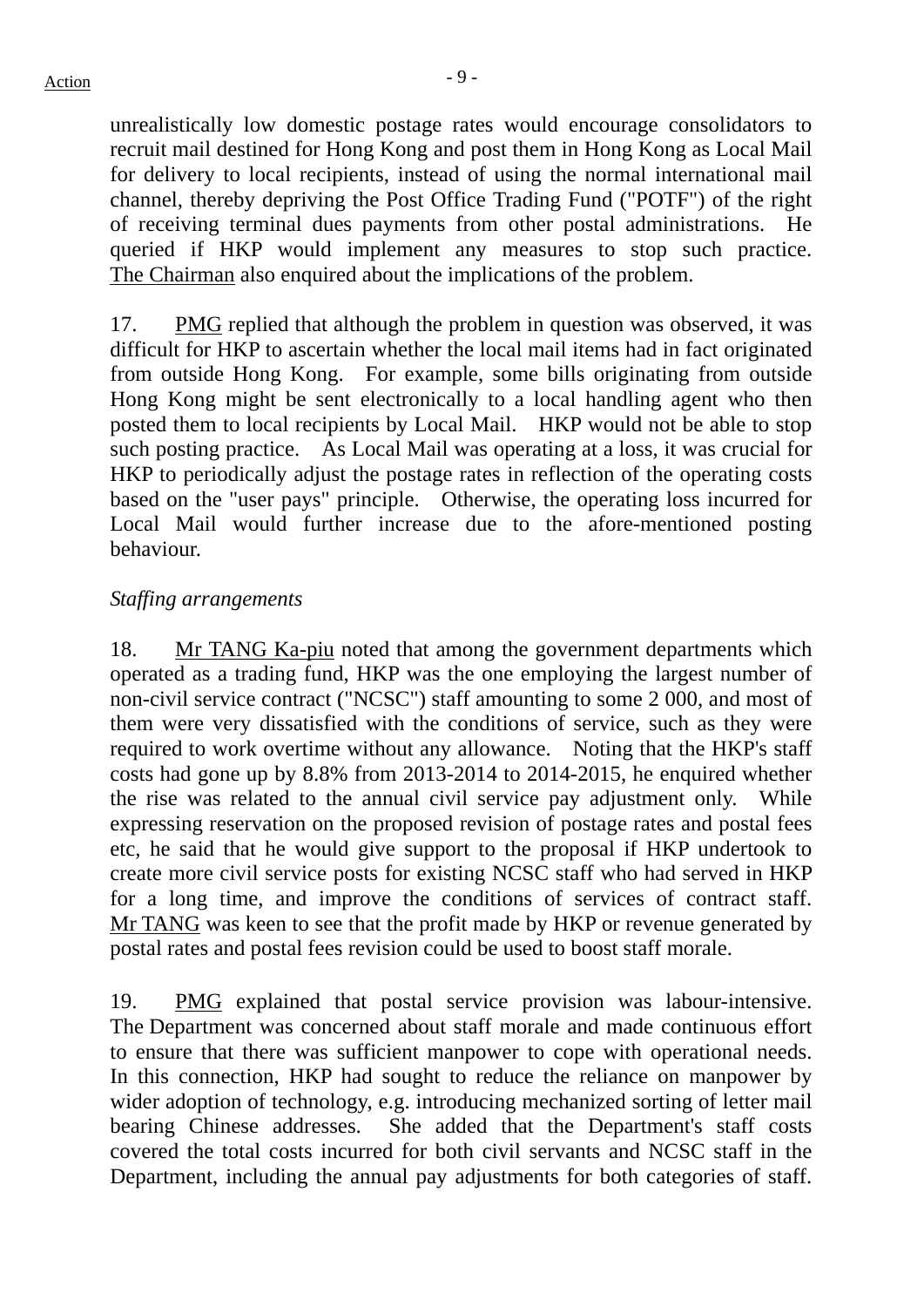unrealistically low domestic postage rates would encourage consolidators to recruit mail destined for Hong Kong and post them in Hong Kong as Local Mail for delivery to local recipients, instead of using the normal international mail channel, thereby depriving the Post Office Trading Fund ("POTF") of the right of receiving terminal dues payments from other postal administrations. He queried if HKP would implement any measures to stop such practice. The Chairman also enquired about the implications of the problem.

17. PMG replied that although the problem in question was observed, it was difficult for HKP to ascertain whether the local mail items had in fact originated from outside Hong Kong. For example, some bills originating from outside Hong Kong might be sent electronically to a local handling agent who then posted them to local recipients by Local Mail. HKP would not be able to stop such posting practice. As Local Mail was operating at a loss, it was crucial for HKP to periodically adjust the postage rates in reflection of the operating costs based on the "user pays" principle. Otherwise, the operating loss incurred for Local Mail would further increase due to the afore-mentioned posting behaviour.

*Staffing arrangements*

18. Mr TANG Ka-piu noted that among the government departments which operated as a trading fund, HKP was the one employing the largest number of non-civil service contract ("NCSC") staff amounting to some 2 000, and most of them were very dissatisfied with the conditions of service, such as they were required to work overtime without any allowance. Noting that the HKP's staff costs had gone up by 8.8% from 2013-2014 to 2014-2015, he enquired whether the rise was related to the annual civil service pay adjustment only. While expressing reservation on the proposed revision of postage rates and postal fees etc, he said that he would give support to the proposal if HKP undertook to create more civil service posts for existing NCSC staff who had served in HKP for a long time, and improve the conditions of services of contract staff. Mr TANG was keen to see that the profit made by HKP or revenue generated by postal rates and postal fees revision could be used to boost staff morale.

19. PMG explained that postal service provision was labour-intensive. The Department was concerned about staff morale and made continuous effort to ensure that there was sufficient manpower to cope with operational needs. In this connection, HKP had sought to reduce the reliance on manpower by wider adoption of technology, e.g. introducing mechanized sorting of letter mail bearing Chinese addresses. She added that the Department's staff costs covered the total costs incurred for both civil servants and NCSC staff in the Department, including the annual pay adjustments for both categories of staff.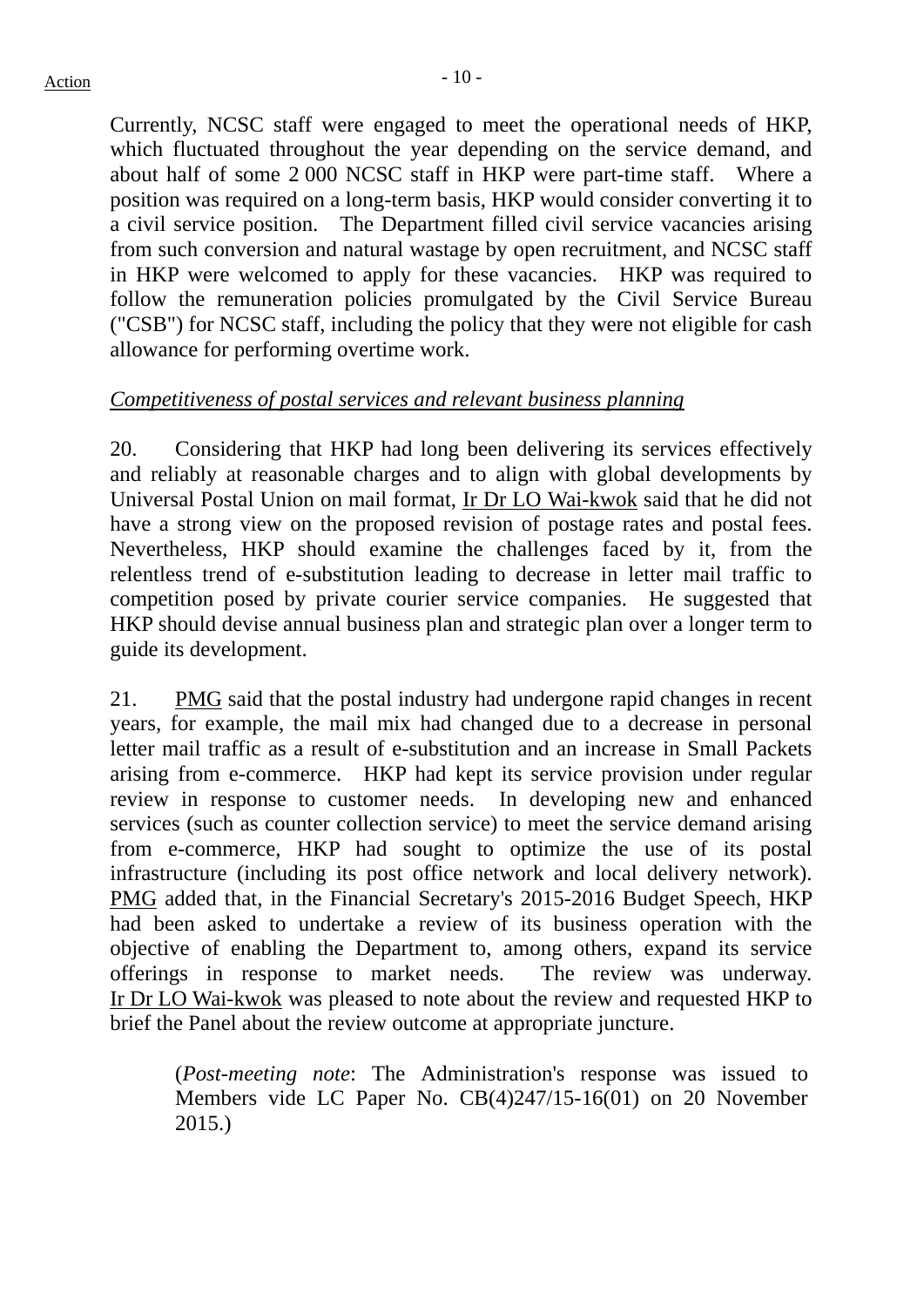Currently, NCSC staff were engaged to meet the operational needs of HKP, which fluctuated throughout the year depending on the service demand, and about half of some 2 000 NCSC staff in HKP were part-time staff. Where a position was required on a long-term basis, HKP would consider converting it to a civil service position. The Department filled civil service vacancies arising from such conversion and natural wastage by open recruitment, and NCSC staff in HKP were welcomed to apply for these vacancies. HKP was required to follow the remuneration policies promulgated by the Civil Service Bureau ("CSB") for NCSC staff, including the policy that they were not eligible for cash allowance for performing overtime work.

*Competitiveness of postal services and relevant business planning*

20. Considering that HKP had long been delivering its services effectively and reliably at reasonable charges and to align with global developments by Universal Postal Union on mail format, Ir Dr LO Wai-kwok said that he did not have a strong view on the proposed revision of postage rates and postal fees. Nevertheless, HKP should examine the challenges faced by it, from the relentless trend of e-substitution leading to decrease in letter mail traffic to competition posed by private courier service companies. He suggested that HKP should devise annual business plan and strategic plan over a longer term to guide its development.

21. PMG said that the postal industry had undergone rapid changes in recent years, for example, the mail mix had changed due to a decrease in personal letter mail traffic as a result of e-substitution and an increase in Small Packets arising from e-commerce. HKP had kept its service provision under regular review in response to customer needs. In developing new and enhanced services (such as counter collection service) to meet the service demand arising from e-commerce, HKP had sought to optimize the use of its postal infrastructure (including its post office network and local delivery network). PMG added that, in the Financial Secretary's 2015-2016 Budget Speech, HKP had been asked to undertake a review of its business operation with the objective of enabling the Department to, among others, expand its service offerings in response to market needs. The review was underway. Ir Dr LO Wai-kwok was pleased to note about the review and requested HKP to brief the Panel about the review outcome at appropriate juncture.

> (*Post-meeting note*: The Administration's response was issued to Members vide LC Paper No. CB(4)247/15-16(01) on 20 November 2015.)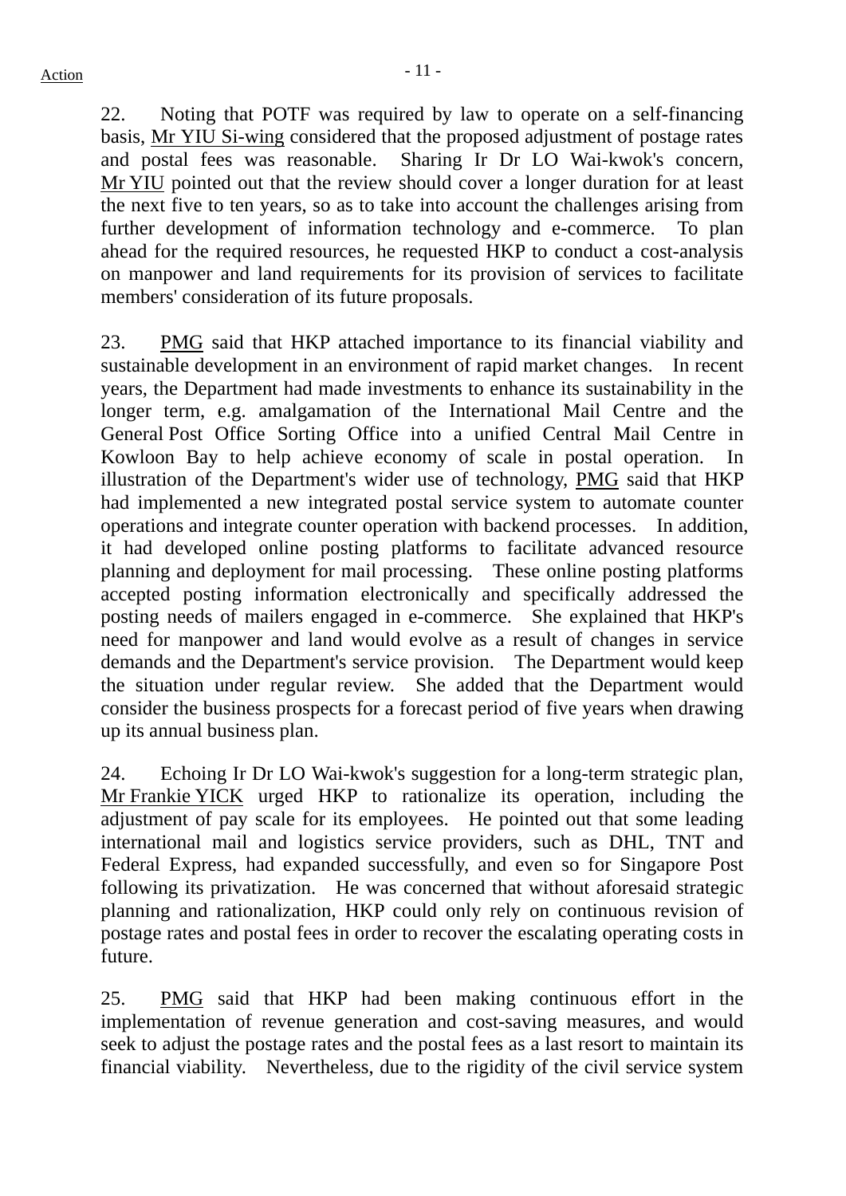22. Noting that POTF was required by law to operate on a self-financing basis, Mr YIU Si-wing considered that the proposed adjustment of postage rates and postal fees was reasonable. Sharing Ir Dr LO Wai-kwok's concern, Mr YIU pointed out that the review should cover a longer duration for at least the next five to ten years, so as to take into account the challenges arising from further development of information technology and e-commerce. To plan ahead for the required resources, he requested HKP to conduct a cost-analysis on manpower and land requirements for its provision of services to facilitate members' consideration of its future proposals.

23. PMG said that HKP attached importance to its financial viability and sustainable development in an environment of rapid market changes. In recent years, the Department had made investments to enhance its sustainability in the longer term, e.g. amalgamation of the International Mail Centre and the General Post Office Sorting Office into a unified Central Mail Centre in Kowloon Bay to help achieve economy of scale in postal operation. In illustration of the Department's wider use of technology, PMG said that HKP had implemented a new integrated postal service system to automate counter operations and integrate counter operation with backend processes. In addition, it had developed online posting platforms to facilitate advanced resource planning and deployment for mail processing. These online posting platforms accepted posting information electronically and specifically addressed the posting needs of mailers engaged in e-commerce. She explained that HKP's need for manpower and land would evolve as a result of changes in service demands and the Department's service provision. The Department would keep the situation under regular review. She added that the Department would consider the business prospects for a forecast period of five years when drawing up its annual business plan.

24. Echoing Ir Dr LO Wai-kwok's suggestion for a long-term strategic plan, Mr Frankie YICK urged HKP to rationalize its operation, including the adjustment of pay scale for its employees. He pointed out that some leading international mail and logistics service providers, such as DHL, TNT and Federal Express, had expanded successfully, and even so for Singapore Post following its privatization. He was concerned that without aforesaid strategic planning and rationalization, HKP could only rely on continuous revision of postage rates and postal fees in order to recover the escalating operating costs in future.

25. PMG said that HKP had been making continuous effort in the implementation of revenue generation and cost-saving measures, and would seek to adjust the postage rates and the postal fees as a last resort to maintain its financial viability. Nevertheless, due to the rigidity of the civil service system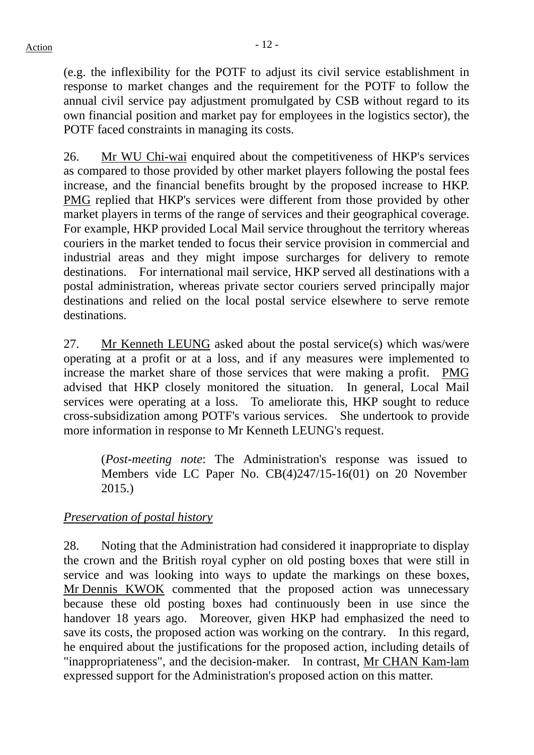(e.g. the inflexibility for the POTF to adjust its civil service establishment in response to market changes and the requirement for the POTF to follow the annual civil service pay adjustment promulgated by CSB without regard to its own financial position and market pay for employees in the logistics sector), the POTF faced constraints in managing its costs.

26. Mr WU Chi-wai enquired about the competitiveness of HKP's services as compared to those provided by other market players following the postal fees increase, and the financial benefits brought by the proposed increase to HKP. PMG replied that HKP's services were different from those provided by other market players in terms of the range of services and their geographical coverage. For example, HKP provided Local Mail service throughout the territory whereas couriers in the market tended to focus their service provision in commercial and industrial areas and they might impose surcharges for delivery to remote destinations. For international mail service, HKP served all destinations with a postal administration, whereas private sector couriers served principally major destinations and relied on the local postal service elsewhere to serve remote destinations.

27. Mr Kenneth LEUNG asked about the postal service(s) which was/were operating at a profit or at a loss, and if any measures were implemented to increase the market share of those services that were making a profit. PMG advised that HKP closely monitored the situation. In general, Local Mail services were operating at a loss. To ameliorate this, HKP sought to reduce cross-subsidization among POTF's various services. She undertook to provide more information in response to Mr Kenneth LEUNG's request.

> (*Post-meeting note*: The Administration's response was issued to Members vide LC Paper No. CB(4)247/15-16(01) on 20 November 2015.)

*Preservation of postal history*

28. Noting that the Administration had considered it inappropriate to display the crown and the British royal cypher on old posting boxes that were still in service and was looking into ways to update the markings on these boxes, Mr Dennis KWOK commented that the proposed action was unnecessary because these old posting boxes had continuously been in use since the handover 18 years ago. Moreover, given HKP had emphasized the need to save its costs, the proposed action was working on the contrary. In this regard, he enquired about the justifications for the proposed action, including details of "inappropriateness", and the decision-maker. In contrast, Mr CHAN Kam-lam expressed support for the Administration's proposed action on this matter.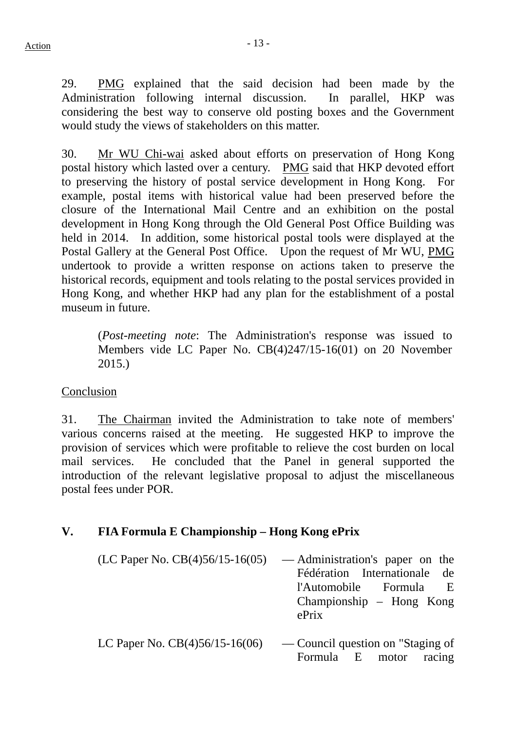29. PMG explained that the said decision had been made by the Administration following internal discussion. In parallel, HKP was considering the best way to conserve old posting boxes and the Government would study the views of stakeholders on this matter.

30. Mr WU Chi-wai asked about efforts on preservation of Hong Kong postal history which lasted over a century. PMG said that HKP devoted effort to preserving the history of postal service development in Hong Kong. For example, postal items with historical value had been preserved before the closure of the International Mail Centre and an exhibition on the postal development in Hong Kong through the Old General Post Office Building was held in 2014. In addition, some historical postal tools were displayed at the Postal Gallery at the General Post Office. Upon the request of Mr WU, PMG undertook to provide a written response on actions taken to preserve the historical records, equipment and tools relating to the postal services provided in Hong Kong, and whether HKP had any plan for the establishment of a postal museum in future.

> (*Post-meeting note*: The Administration's response was issued to Members vide LC Paper No. CB(4)247/15-16(01) on 20 November 2015.)

Conclusion

31. The Chairman invited the Administration to take note of members' various concerns raised at the meeting. He suggested HKP to improve the provision of services which were profitable to relieve the cost burden on local mail services. He concluded that the Panel in general supported the introduction of the relevant legislative proposal to adjust the miscellaneous postal fees under POR.

## V. FIA Formula E Championship – Hong Kong ePrix

(LC Paper No. CB(4)56/15-16(05) — Administration's paper on the Fédération Internationale de l'Automobile Formula E Championship – Hong Kong ePrix

LC Paper No. CB(4)56/15-16(06) — Council question on "Staging of Formula E motor racing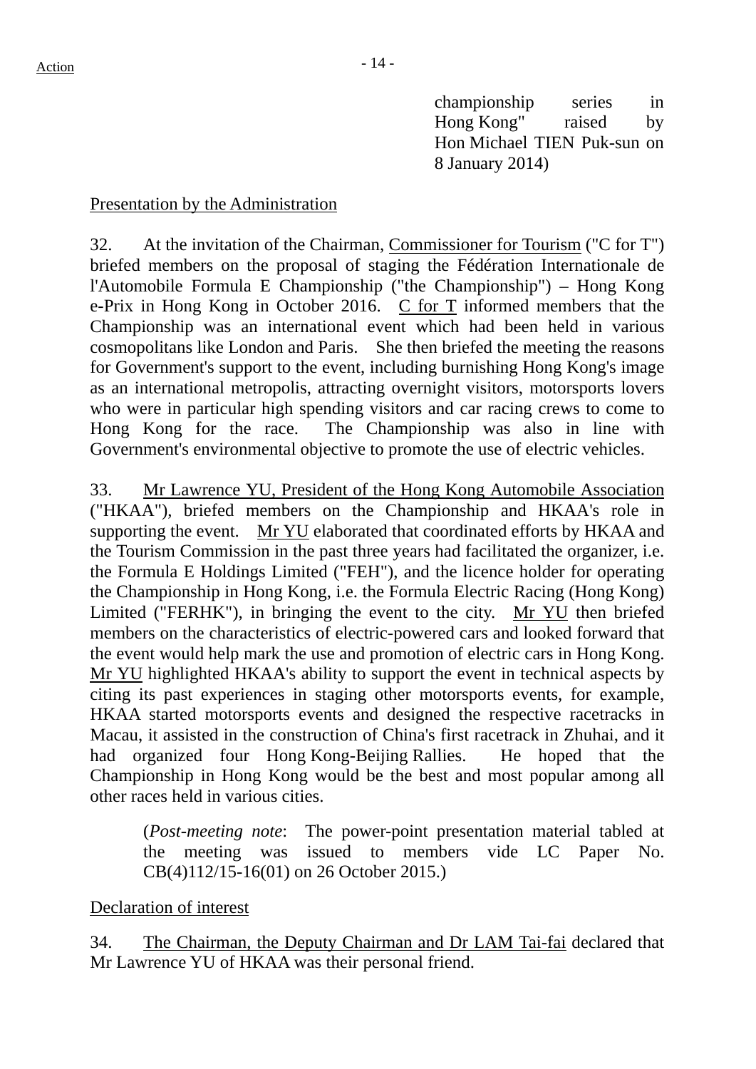championship series in Hong Kong" raised by Hon Michael TIEN Puk-sun on 8 January 2014)

Presentation by the Administration

32. At the invitation of the Chairman, Commissioner for Tourism ("C for T") briefed members on the proposal of staging the Fédération Internationale de l'Automobile Formula E Championship ("the Championship") – Hong Kong e-Prix in Hong Kong in October 2016. C for T informed members that the Championship was an international event which had been held in various cosmopolitans like London and Paris. She then briefed the meeting the reasons for Government's support to the event, including burnishing Hong Kong's image as an international metropolis, attracting overnight visitors, motorsports lovers who were in particular high spending visitors and car racing crews to come to Hong Kong for the race. The Championship was also in line with Government's environmental objective to promote the use of electric vehicles.

33. Mr Lawrence YU, President of the Hong Kong Automobile Association ("HKAA"), briefed members on the Championship and HKAA's role in supporting the event. Mr YU elaborated that coordinated efforts by HKAA and the Tourism Commission in the past three years had facilitated the organizer, i.e. the Formula E Holdings Limited ("FEH"), and the licence holder for operating the Championship in Hong Kong, i.e. the Formula Electric Racing (Hong Kong) Limited ("FERHK"), in bringing the event to the city. Mr YU then briefed members on the characteristics of electric-powered cars and looked forward that the event would help mark the use and promotion of electric cars in Hong Kong. Mr YU highlighted HKAA's ability to support the event in technical aspects by citing its past experiences in staging other motorsports events, for example, HKAA started motorsports events and designed the respective racetracks in Macau, it assisted in the construction of China's first racetrack in Zhuhai, and it had organized four Hong Kong-Beijing Rallies. He hoped that the Championship in Hong Kong would be the best and most popular among all other races held in various cities.

(*Post-meeting note*: The power-point presentation material tabled at the meeting was issued to members vide LC Paper No. CB(4)112/15-16(01) on 26 October 2015.)

Declaration of interest

34. The Chairman, the Deputy Chairman and Dr LAM Tai-fai declared that Mr Lawrence YU of HKAA was their personal friend.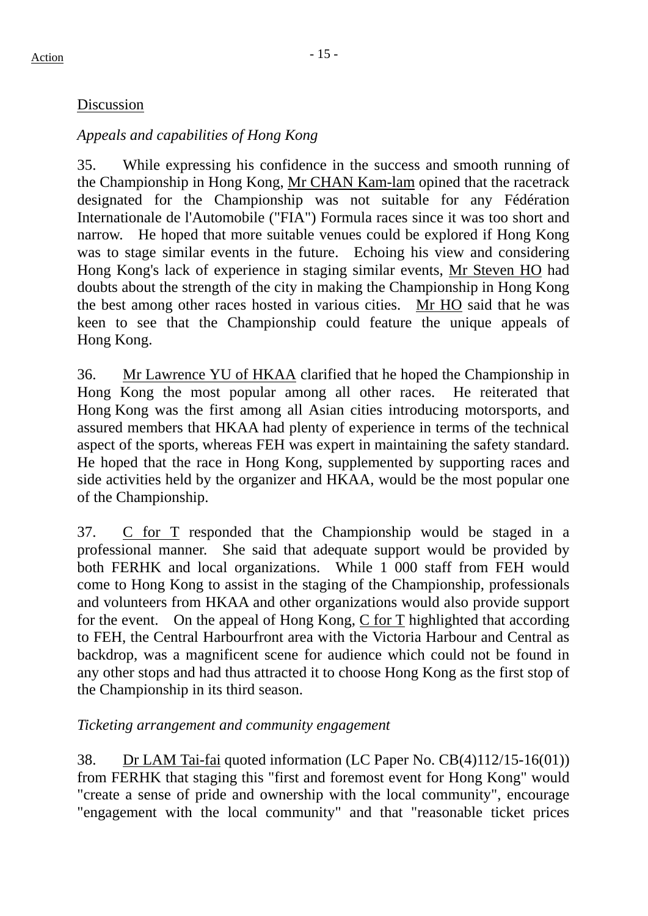Discussion

*Appeals and capabilities of Hong Kong*

35. While expressing his confidence in the success and smooth running of the Championship in Hong Kong, Mr CHAN Kam-lam opined that the racetrack designated for the Championship was not suitable for any Fédération Internationale de l'Automobile ("FIA") Formula races since it was too short and narrow. He hoped that more suitable venues could be explored if Hong Kong was to stage similar events in the future. Echoing his view and considering Hong Kong's lack of experience in staging similar events, Mr Steven HO had doubts about the strength of the city in making the Championship in Hong Kong the best among other races hosted in various cities. Mr HO said that he was keen to see that the Championship could feature the unique appeals of Hong Kong.

36. Mr Lawrence YU of HKAA clarified that he hoped the Championship in Hong Kong the most popular among all other races. He reiterated that Hong Kong was the first among all Asian cities introducing motorsports, and assured members that HKAA had plenty of experience in terms of the technical aspect of the sports, whereas FEH was expert in maintaining the safety standard. He hoped that the race in Hong Kong, supplemented by supporting races and side activities held by the organizer and HKAA, would be the most popular one of the Championship.

37. C for T responded that the Championship would be staged in a professional manner. She said that adequate support would be provided by both FERHK and local organizations. While 1 000 staff from FEH would come to Hong Kong to assist in the staging of the Championship, professionals and volunteers from HKAA and other organizations would also provide support for the event. On the appeal of Hong Kong, C for T highlighted that according to FEH, the Central Harbourfront area with the Victoria Harbour and Central as backdrop, was a magnificent scene for audience which could not be found in any other stops and had thus attracted it to choose Hong Kong as the first stop of the Championship in its third season.

*Ticketing arrangement and community engagement*

38. Dr LAM Tai-fai quoted information (LC Paper No. CB(4)112/15-16(01)) from FERHK that staging this "first and foremost event for Hong Kong" would "create a sense of pride and ownership with the local community", encourage "engagement with the local community" and that "reasonable ticket prices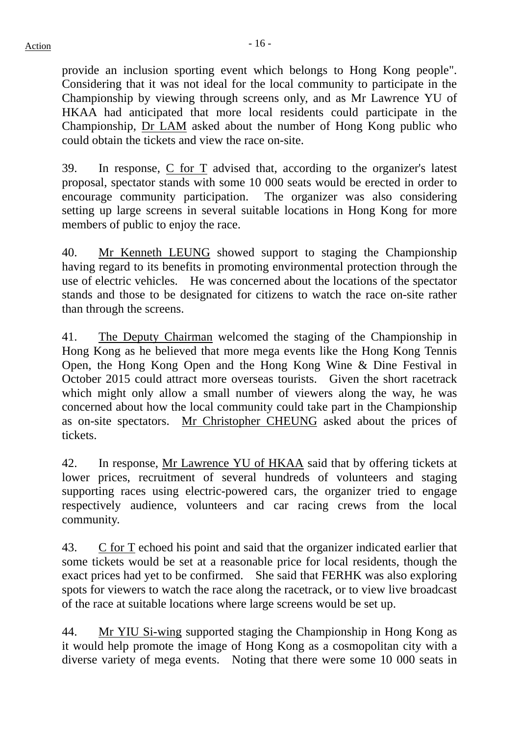provide an inclusion sporting event which belongs to Hong Kong people". Considering that it was not ideal for the local community to participate in the Championship by viewing through screens only, and as Mr Lawrence YU of HKAA had anticipated that more local residents could participate in the Championship, Dr LAM asked about the number of Hong Kong public who could obtain the tickets and view the race on-site.

39. In response, C for T advised that, according to the organizer's latest proposal, spectator stands with some 10 000 seats would be erected in order to encourage community participation. The organizer was also considering setting up large screens in several suitable locations in Hong Kong for more members of public to enjoy the race.

40. Mr Kenneth LEUNG showed support to staging the Championship having regard to its benefits in promoting environmental protection through the use of electric vehicles. He was concerned about the locations of the spectator stands and those to be designated for citizens to watch the race on-site rather than through the screens.

41. The Deputy Chairman welcomed the staging of the Championship in Hong Kong as he believed that more mega events like the Hong Kong Tennis Open, the Hong Kong Open and the Hong Kong Wine & Dine Festival in October 2015 could attract more overseas tourists. Given the short racetrack which might only allow a small number of viewers along the way, he was concerned about how the local community could take part in the Championship as on-site spectators. Mr Christopher CHEUNG asked about the prices of tickets.

42. In response, Mr Lawrence YU of HKAA said that by offering tickets at lower prices, recruitment of several hundreds of volunteers and staging supporting races using electric-powered cars, the organizer tried to engage respectively audience, volunteers and car racing crews from the local community.

43. C for T echoed his point and said that the organizer indicated earlier that some tickets would be set at a reasonable price for local residents, though the exact prices had yet to be confirmed. She said that FERHK was also exploring spots for viewers to watch the race along the racetrack, or to view live broadcast of the race at suitable locations where large screens would be set up.

44. Mr YIU Si-wing supported staging the Championship in Hong Kong as it would help promote the image of Hong Kong as a cosmopolitan city with a diverse variety of mega events. Noting that there were some 10 000 seats in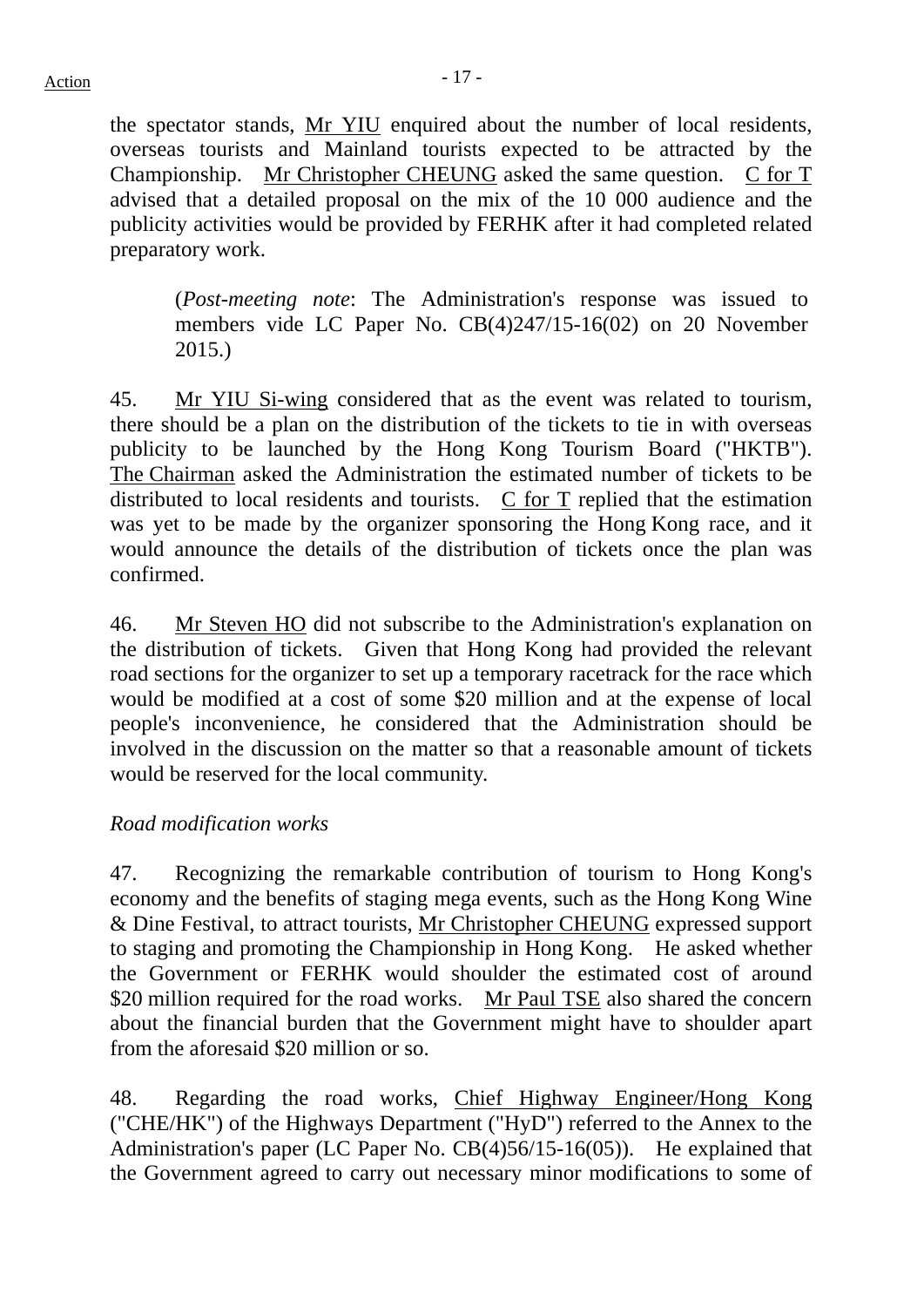the spectator stands, Mr YIU enquired about the number of local residents, overseas tourists and Mainland tourists expected to be attracted by the Championship. Mr Christopher CHEUNG asked the same question. C for T advised that a detailed proposal on the mix of the 10 000 audience and the publicity activities would be provided by FERHK after it had completed related preparatory work.

> (*Post-meeting note*: The Administration's response was issued to members vide LC Paper No. CB(4)247/15-16(02) on 20 November 2015.)

45. Mr YIU Si-wing considered that as the event was related to tourism, there should be a plan on the distribution of the tickets to tie in with overseas publicity to be launched by the Hong Kong Tourism Board ("HKTB"). The Chairman asked the Administration the estimated number of tickets to be distributed to local residents and tourists. C for T replied that the estimation was yet to be made by the organizer sponsoring the Hong Kong race, and it would announce the details of the distribution of tickets once the plan was confirmed.

46. Mr Steven HO did not subscribe to the Administration's explanation on the distribution of tickets. Given that Hong Kong had provided the relevant road sections for the organizer to set up a temporary racetrack for the race which would be modified at a cost of some $20 million and at the expense of local people's inconvenience, he considered that the Administration should be involved in the discussion on the matter so that a reasonable amount of tickets would be reserved for the local community.

*Road modification works*

47. Recognizing the remarkable contribution of tourism to Hong Kong's economy and the benefits of staging mega events, such as the Hong Kong Wine & Dine Festival, to attract tourists, Mr Christopher CHEUNG expressed support to staging and promoting the Championship in Hong Kong. He asked whether the Government or FERHK would shoulder the estimated cost of around $20 million required for the road works. Mr Paul TSE also shared the concern about the financial burden that the Government might have to shoulder apart from the aforesaid $20 million or so.

48. Regarding the road works, Chief Highway Engineer/Hong Kong ("CHE/HK") of the Highways Department ("HyD") referred to the Annex to the Administration's paper (LC Paper No. CB(4)56/15-16(05)). He explained that the Government agreed to carry out necessary minor modifications to some of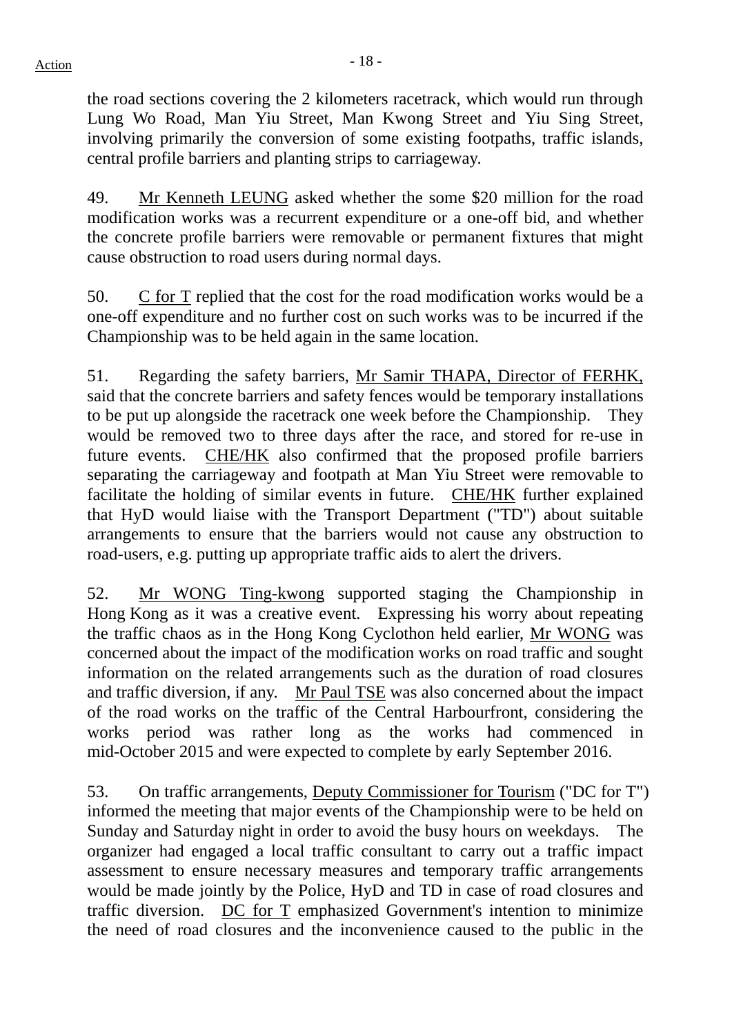the road sections covering the 2 kilometers racetrack, which would run through Lung Wo Road, Man Yiu Street, Man Kwong Street and Yiu Sing Street, involving primarily the conversion of some existing footpaths, traffic islands, central profile barriers and planting strips to carriageway.

49. Mr Kenneth LEUNG asked whether the some $20 million for the road modification works was a recurrent expenditure or a one-off bid, and whether the concrete profile barriers were removable or permanent fixtures that might cause obstruction to road users during normal days.

50. C for T replied that the cost for the road modification works would be a one-off expenditure and no further cost on such works was to be incurred if the Championship was to be held again in the same location.

51. Regarding the safety barriers, Mr Samir THAPA, Director of FERHK, said that the concrete barriers and safety fences would be temporary installations to be put up alongside the racetrack one week before the Championship. They would be removed two to three days after the race, and stored for re-use in future events. CHE/HK also confirmed that the proposed profile barriers separating the carriageway and footpath at Man Yiu Street were removable to facilitate the holding of similar events in future. CHE/HK further explained that HyD would liaise with the Transport Department ("TD") about suitable arrangements to ensure that the barriers would not cause any obstruction to road-users, e.g. putting up appropriate traffic aids to alert the drivers.

52. Mr WONG Ting-kwong supported staging the Championship in Hong Kong as it was a creative event. Expressing his worry about repeating the traffic chaos as in the Hong Kong Cyclothon held earlier, Mr WONG was concerned about the impact of the modification works on road traffic and sought information on the related arrangements such as the duration of road closures and traffic diversion, if any. Mr Paul TSE was also concerned about the impact of the road works on the traffic of the Central Harbourfront, considering the works period was rather long as the works had commenced in mid-October 2015 and were expected to complete by early September 2016.

53. On traffic arrangements, Deputy Commissioner for Tourism ("DC for T") informed the meeting that major events of the Championship were to be held on Sunday and Saturday night in order to avoid the busy hours on weekdays. The organizer had engaged a local traffic consultant to carry out a traffic impact assessment to ensure necessary measures and temporary traffic arrangements would be made jointly by the Police, HyD and TD in case of road closures and traffic diversion. DC for T emphasized Government's intention to minimize the need of road closures and the inconvenience caused to the public in the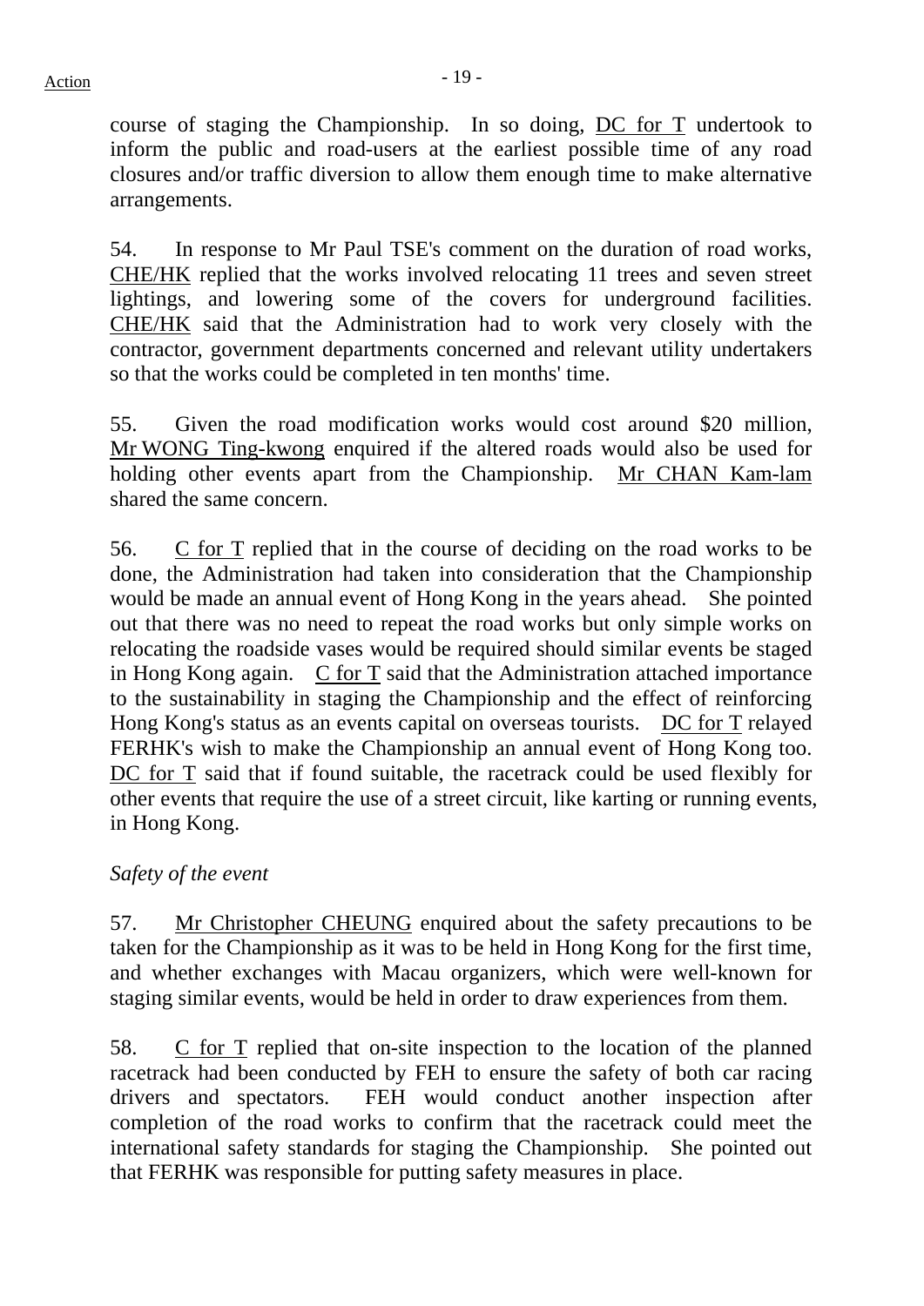course of staging the Championship. In so doing, DC for T undertook to inform the public and road-users at the earliest possible time of any road closures and/or traffic diversion to allow them enough time to make alternative arrangements.

54. In response to Mr Paul TSE's comment on the duration of road works, CHE/HK replied that the works involved relocating 11 trees and seven street lightings, and lowering some of the covers for underground facilities. CHE/HK said that the Administration had to work very closely with the contractor, government departments concerned and relevant utility undertakers so that the works could be completed in ten months' time.

55. Given the road modification works would cost around $20 million, Mr WONG Ting-kwong enquired if the altered roads would also be used for holding other events apart from the Championship. Mr CHAN Kam-lam shared the same concern.

56. C for T replied that in the course of deciding on the road works to be done, the Administration had taken into consideration that the Championship would be made an annual event of Hong Kong in the years ahead. She pointed out that there was no need to repeat the road works but only simple works on relocating the roadside vases would be required should similar events be staged in Hong Kong again. C for T said that the Administration attached importance to the sustainability in staging the Championship and the effect of reinforcing Hong Kong's status as an events capital on overseas tourists. DC for T relayed FERHK's wish to make the Championship an annual event of Hong Kong too. DC for T said that if found suitable, the racetrack could be used flexibly for other events that require the use of a street circuit, like karting or running events, in Hong Kong.

*Safety of the event*

57. Mr Christopher CHEUNG enquired about the safety precautions to be taken for the Championship as it was to be held in Hong Kong for the first time, and whether exchanges with Macau organizers, which were well-known for staging similar events, would be held in order to draw experiences from them.

58. C for T replied that on-site inspection to the location of the planned racetrack had been conducted by FEH to ensure the safety of both car racing drivers and spectators. FEH would conduct another inspection after completion of the road works to confirm that the racetrack could meet the international safety standards for staging the Championship. She pointed out that FERHK was responsible for putting safety measures in place.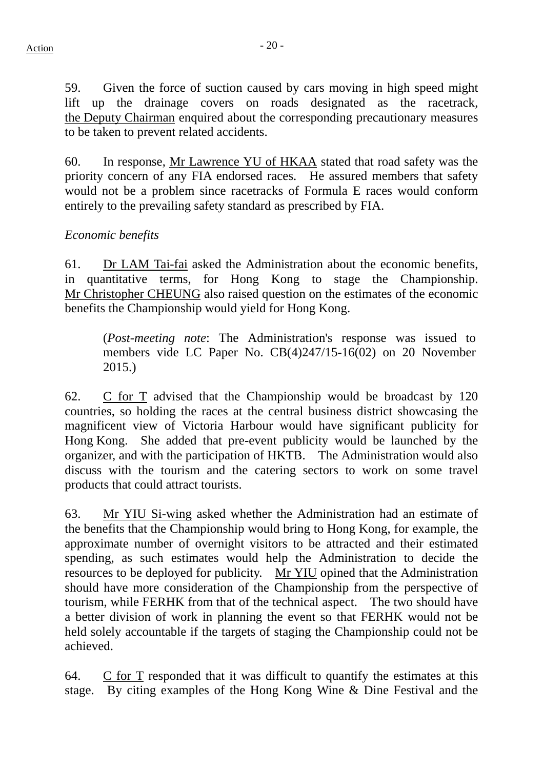59. Given the force of suction caused by cars moving in high speed might lift up the drainage covers on roads designated as the racetrack, the Deputy Chairman enquired about the corresponding precautionary measures to be taken to prevent related accidents.

60. In response, Mr Lawrence YU of HKAA stated that road safety was the priority concern of any FIA endorsed races. He assured members that safety would not be a problem since racetracks of Formula E races would conform entirely to the prevailing safety standard as prescribed by FIA.

*Economic benefits*

61. Dr LAM Tai-fai asked the Administration about the economic benefits, in quantitative terms, for Hong Kong to stage the Championship. Mr Christopher CHEUNG also raised question on the estimates of the economic benefits the Championship would yield for Hong Kong.

> (*Post-meeting note*: The Administration's response was issued to members vide LC Paper No. CB(4)247/15-16(02) on 20 November 2015.)

62. C for T advised that the Championship would be broadcast by 120 countries, so holding the races at the central business district showcasing the magnificent view of Victoria Harbour would have significant publicity for Hong Kong. She added that pre-event publicity would be launched by the organizer, and with the participation of HKTB. The Administration would also discuss with the tourism and the catering sectors to work on some travel products that could attract tourists.

63. Mr YIU Si-wing asked whether the Administration had an estimate of the benefits that the Championship would bring to Hong Kong, for example, the approximate number of overnight visitors to be attracted and their estimated spending, as such estimates would help the Administration to decide the resources to be deployed for publicity. Mr YIU opined that the Administration should have more consideration of the Championship from the perspective of tourism, while FERHK from that of the technical aspect. The two should have a better division of work in planning the event so that FERHK would not be held solely accountable if the targets of staging the Championship could not be achieved.

64. C for T responded that it was difficult to quantify the estimates at this stage. By citing examples of the Hong Kong Wine & Dine Festival and the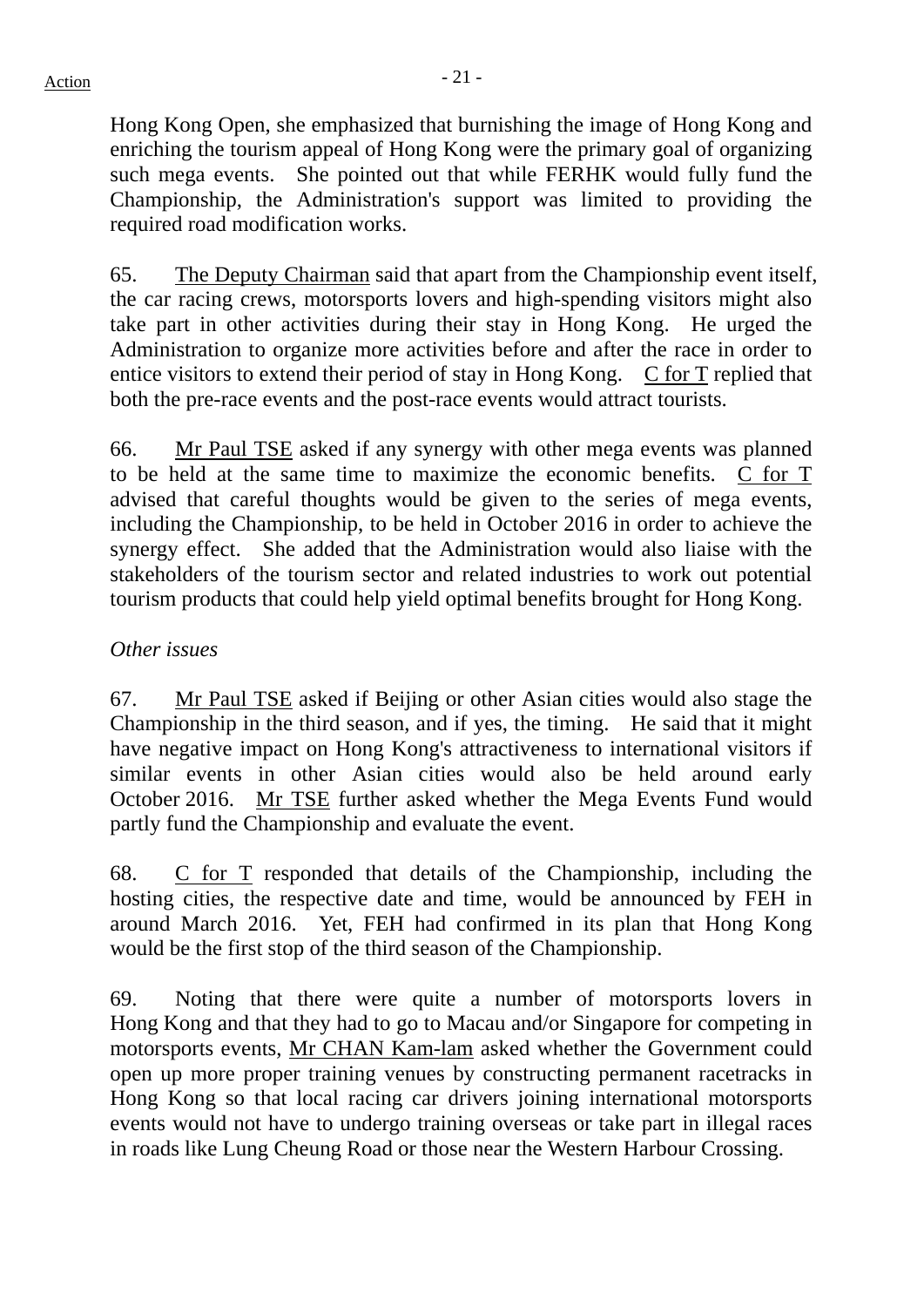Hong Kong Open, she emphasized that burnishing the image of Hong Kong and enriching the tourism appeal of Hong Kong were the primary goal of organizing such mega events. She pointed out that while FERHK would fully fund the Championship, the Administration's support was limited to providing the required road modification works.

65. The Deputy Chairman said that apart from the Championship event itself, the car racing crews, motorsports lovers and high-spending visitors might also take part in other activities during their stay in Hong Kong. He urged the Administration to organize more activities before and after the race in order to entice visitors to extend their period of stay in Hong Kong. C for T replied that both the pre-race events and the post-race events would attract tourists.

66. Mr Paul TSE asked if any synergy with other mega events was planned to be held at the same time to maximize the economic benefits. C for T advised that careful thoughts would be given to the series of mega events, including the Championship, to be held in October 2016 in order to achieve the synergy effect. She added that the Administration would also liaise with the stakeholders of the tourism sector and related industries to work out potential tourism products that could help yield optimal benefits brought for Hong Kong.

*Other issues*

67. Mr Paul TSE asked if Beijing or other Asian cities would also stage the Championship in the third season, and if yes, the timing. He said that it might have negative impact on Hong Kong's attractiveness to international visitors if similar events in other Asian cities would also be held around early October 2016. Mr TSE further asked whether the Mega Events Fund would partly fund the Championship and evaluate the event.

68. C for T responded that details of the Championship, including the hosting cities, the respective date and time, would be announced by FEH in around March 2016. Yet, FEH had confirmed in its plan that Hong Kong would be the first stop of the third season of the Championship.

69. Noting that there were quite a number of motorsports lovers in Hong Kong and that they had to go to Macau and/or Singapore for competing in motorsports events, Mr CHAN Kam-lam asked whether the Government could open up more proper training venues by constructing permanent racetracks in Hong Kong so that local racing car drivers joining international motorsports events would not have to undergo training overseas or take part in illegal races in roads like Lung Cheung Road or those near the Western Harbour Crossing.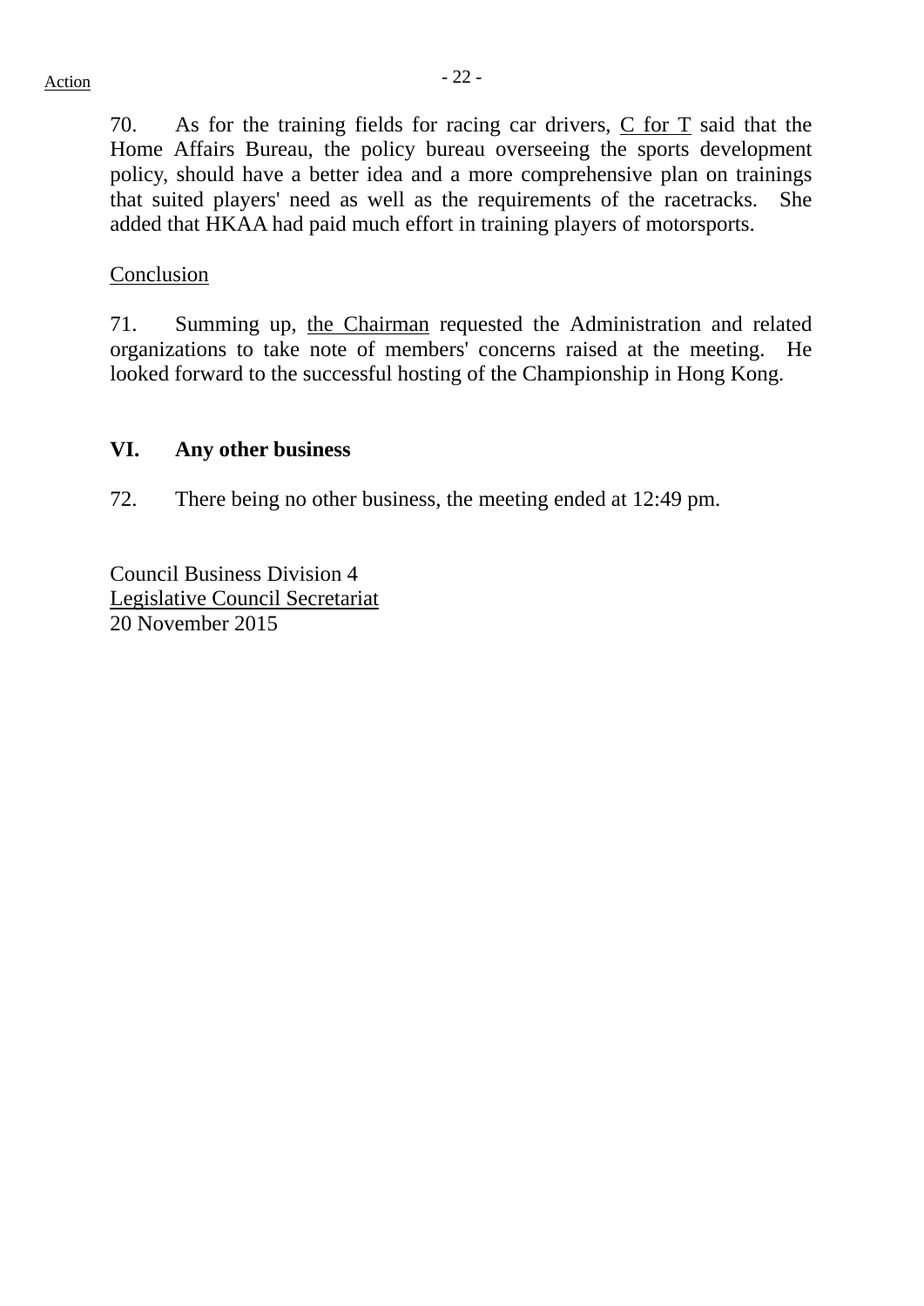70. As for the training fields for racing car drivers, C for T said that the Home Affairs Bureau, the policy bureau overseeing the sports development policy, should have a better idea and a more comprehensive plan on trainings that suited players' need as well as the requirements of the racetracks. She added that HKAA had paid much effort in training players of motorsports.

Conclusion

71. Summing up, the Chairman requested the Administration and related organizations to take note of members' concerns raised at the meeting. He looked forward to the successful hosting of the Championship in Hong Kong.

## VI. Any other business

72. There being no other business, the meeting ended at 12:49 pm.

Council Business Division 4
Legislative Council Secretariat
20 November 2015